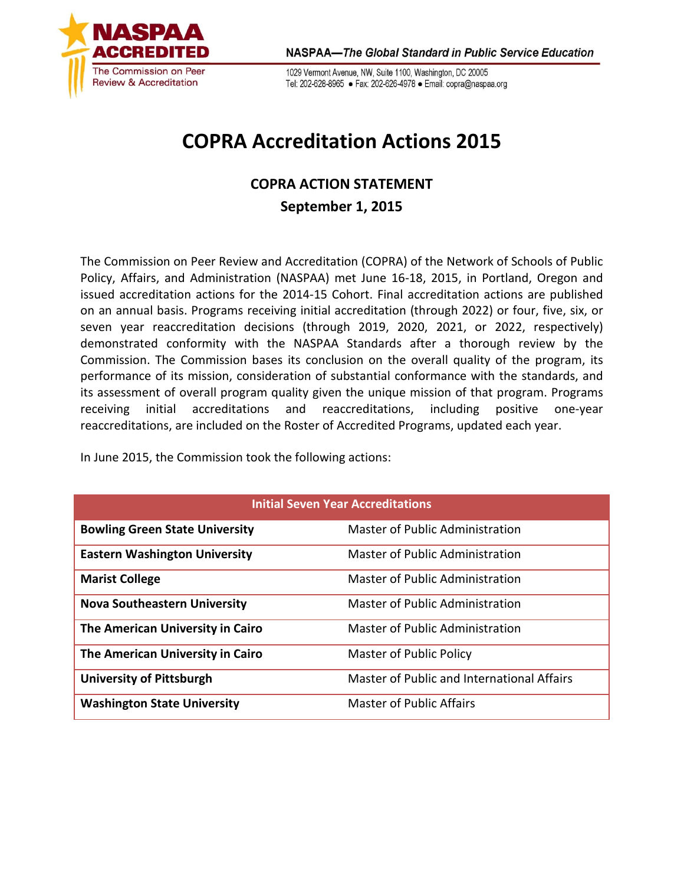# COPRA Accreditation Actions 2015

## COPRA ACTION STATEMENT

### September 1, 2015

The Commission on Peer Review and Accreditation (COPRA) of the Network of Schools of Public Policy, Affairs, and Administration (NASPAA) met June 16-18, 2015, in Portland, Oregon and issued accreditation actions for the 2014-15 Cohort. Final accreditation actions are published on an annual basis. Programs receiving initial accreditation (through 2022) or four, five, six, or seven year reaccreditation decisions (through 2019, 2020, 2021, or 2022, respectively) demonstrated conformity with the NASPAA Standards after a thorough review by the Commission. The Commission bases its conclusion on the overall quality of the program, its performance of its mission, consideration of substantial conformance with the standards, and its assessment of overall program quality given the unique mission of that program. Programs receiving initial accreditations and reaccreditations, including positive one-year reaccreditations, are included on the Roster of Accredited Programs, updated each year.

In June 2015, the Commission took the following actions:

| Initial Seven Year Accreditations | |
|---|---|
| **Bowling Green State University** | Master of Public Administration |
| **Eastern Washington University** | Master of Public Administration |
| **Marist College** | Master of Public Administration |
| **Nova Southeastern University** | Master of Public Administration |
| **The American University in Cairo** | Master of Public Administration |
| **The American University in Cairo** | Master of Public Policy |
| **University of Pittsburgh** | Master of Public and International Affairs |
| **Washington State University** | Master of Public Affairs |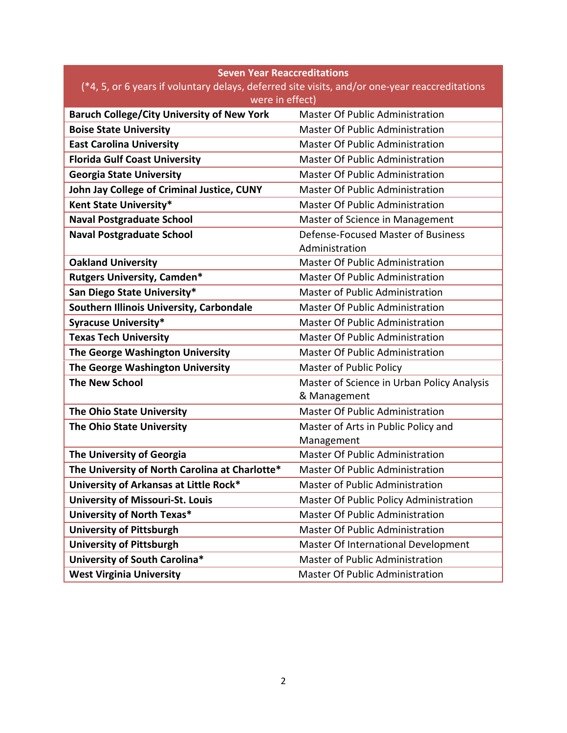| Seven Year Reaccreditations (*4, 5, or 6 years if voluntary delays, deferred site visits, and/or one-year reaccreditations were in effect) | |
|---|---|
| **Baruch College/City University of New York** | Master Of Public Administration |
| **Boise State University** | Master Of Public Administration |
| **East Carolina University** | Master Of Public Administration |
| **Florida Gulf Coast University** | Master Of Public Administration |
| **Georgia State University** | Master Of Public Administration |
| **John Jay College of Criminal Justice, CUNY** | Master Of Public Administration |
| **Kent State University*** | Master Of Public Administration |
| **Naval Postgraduate School** | Master of Science in Management |
| **Naval Postgraduate School** | Defense-Focused Master of Business Administration |
| **Oakland University** | Master Of Public Administration |
| **Rutgers University, Camden*** | Master Of Public Administration |
| **San Diego State University*** | Master of Public Administration |
| **Southern Illinois University, Carbondale** | Master Of Public Administration |
| **Syracuse University*** | Master Of Public Administration |
| **Texas Tech University** | Master Of Public Administration |
| **The George Washington University** | Master Of Public Administration |
| **The George Washington University** | Master of Public Policy |
| **The New School** | Master of Science in Urban Policy Analysis & Management |
| **The Ohio State University** | Master Of Public Administration |
| **The Ohio State University** | Master of Arts in Public Policy and Management |
| **The University of Georgia** | Master Of Public Administration |
| **The University of North Carolina at Charlotte*** | Master Of Public Administration |
| **University of Arkansas at Little Rock*** | Master of Public Administration |
| **University of Missouri-St. Louis** | Master Of Public Policy Administration |
| **University of North Texas*** | Master Of Public Administration |
| **University of Pittsburgh** | Master Of Public Administration |
| **University of Pittsburgh** | Master Of International Development |
| **University of South Carolina*** | Master of Public Administration |
| **West Virginia University** | Master Of Public Administration |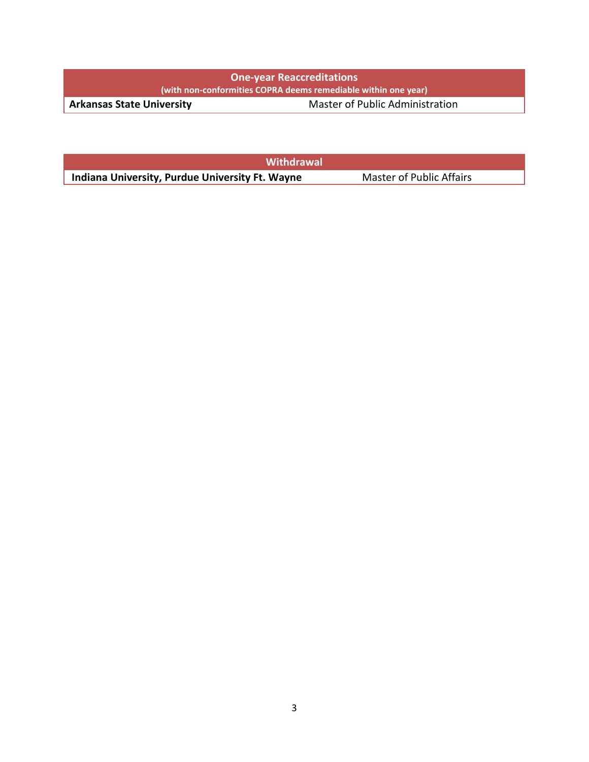| One-year Reaccreditations (with non-conformities COPRA deems remediable within one year) | |
|---|---|
| **Arkansas State University** | Master of Public Administration |

| Withdrawal | |
|---|---|
| **Indiana University, Purdue University Ft. Wayne** | Master of Public Affairs |